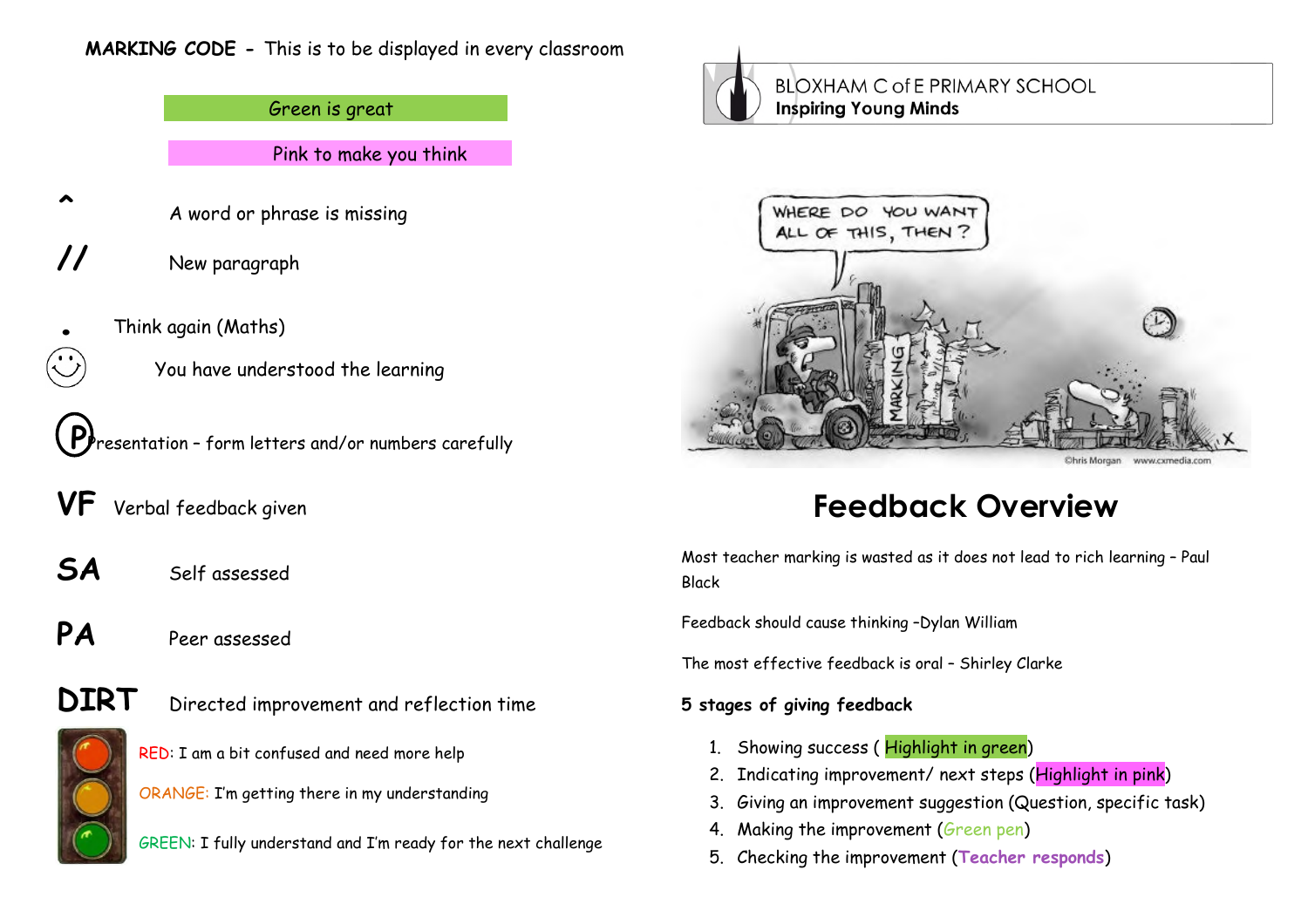**MARKING CODE -** This is to be displayed in every classroom

Green is great

Pink to make you think

^ A word or phrase is missing

// New paragraph

• Think again (Maths)

☺ You have understood the learning

(P) Presentation – form letters and/or numbers carefully

**VF** Verbal feedback given

**SA** Self assessed

**PA** Peer assessed

**DIRT** Directed improvement and reflection time

RED: I am a bit confused and need more help

ORANGE: I'm getting there in my understanding

GREEN: I fully understand and I'm ready for the next challenge

BLOXHAM C of E PRIMARY SCHOOL
**Inspiring Young Minds**

# Feedback Overview

Most teacher marking is wasted as it does not lead to rich learning – Paul Black

Feedback should cause thinking –Dylan William

The most effective feedback is oral – Shirley Clarke

**5 stages of giving feedback**

1. Showing success ( Highlight in green)
2. Indicating improvement/ next steps (Highlight in pink)
3. Giving an improvement suggestion (Question, specific task)
4. Making the improvement (Green pen)
5. Checking the improvement (**Teacher responds**)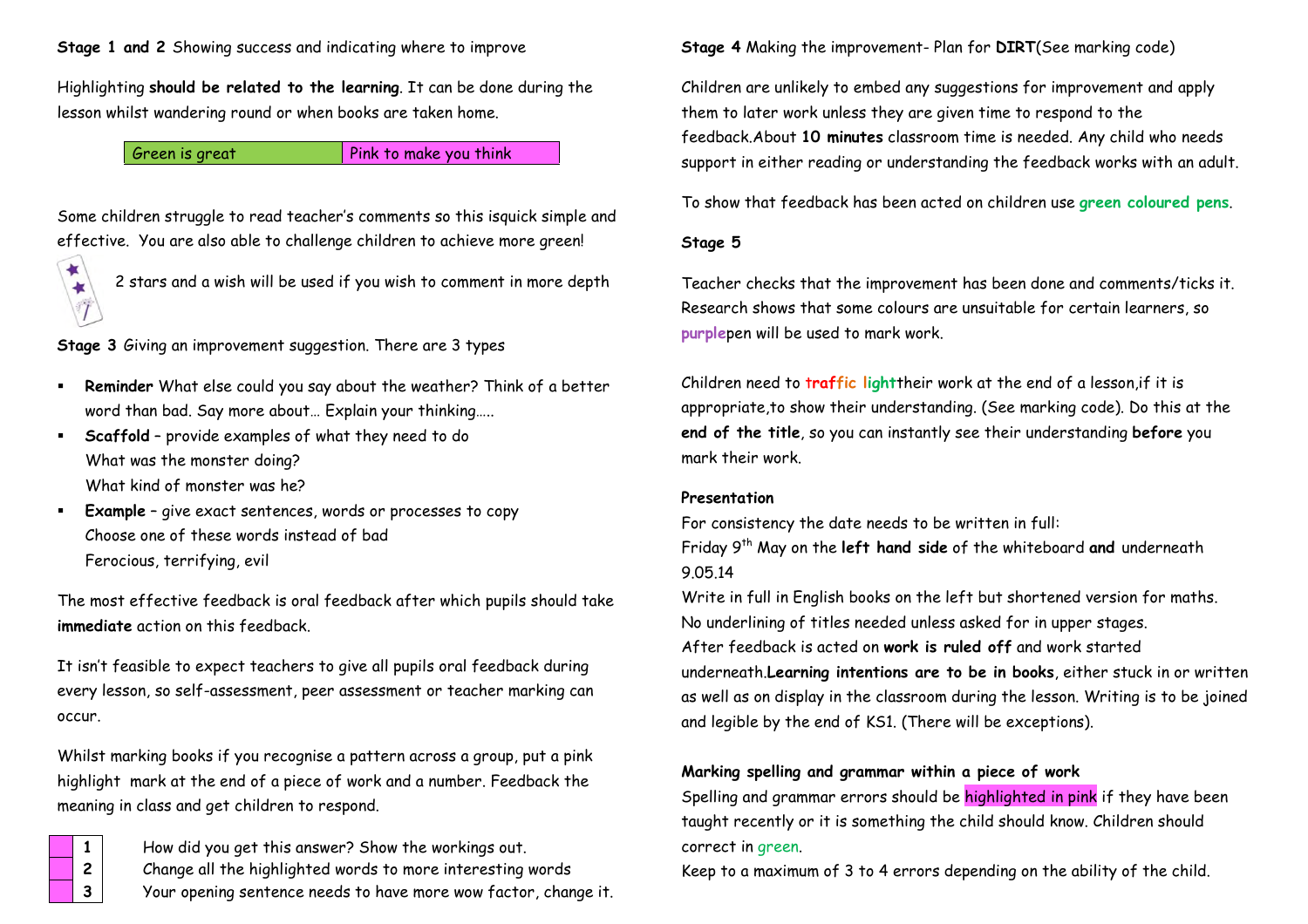**Stage 1 and 2** Showing success and indicating where to improve

Highlighting **should be related to the learning**. It can be done during the lesson whilst wandering round or when books are taken home.

| | |
|---|---|
| Green is great | Pink to make you think |

Some children struggle to read teacher's comments so this isquick simple and effective. You are also able to challenge children to achieve more green!

2 stars and a wish will be used if you wish to comment in more depth

**Stage 3** Giving an improvement suggestion. There are 3 types

- **Reminder** What else could you say about the weather? Think of a better word than bad. Say more about… Explain your thinking…..
- **Scaffold** – provide examples of what they need to do
  What was the monster doing?
  What kind of monster was he?
- **Example** – give exact sentences, words or processes to copy
  Choose one of these words instead of bad
  Ferocious, terrifying, evil

The most effective feedback is oral feedback after which pupils should take **immediate** action on this feedback.

It isn't feasible to expect teachers to give all pupils oral feedback during every lesson, so self-assessment, peer assessment or teacher marking can occur.

Whilst marking books if you recognise a pattern across a group, put a pink highlight mark at the end of a piece of work and a number. Feedback the meaning in class and get children to respond.

| | | |
|---|---|---|
| | 1 | How did you get this answer? Show the workings out. |
| | 2 | Change all the highlighted words to more interesting words |
| | 3 | Your opening sentence needs to have more wow factor, change it. |

**Stage 4** Making the improvement- Plan for **DIRT**(See marking code)

Children are unlikely to embed any suggestions for improvement and apply them to later work unless they are given time to respond to the feedback.About **10 minutes** classroom time is needed. Any child who needs support in either reading or understanding the feedback works with an adult.

To show that feedback has been acted on children use **green coloured pens**.

**Stage 5**

Teacher checks that the improvement has been done and comments/ticks it. Research shows that some colours are unsuitable for certain learners, so **purple**pen will be used to mark work.

Children need to **traffic light**their work at the end of a lesson,if it is appropriate,to show their understanding. (See marking code). Do this at the **end of the title**, so you can instantly see their understanding **before** you mark their work.

**Presentation**

For consistency the date needs to be written in full:
Friday 9th May on the **left hand side** of the whiteboard **and** underneath 9.05.14
Write in full in English books on the left but shortened version for maths.
No underlining of titles needed unless asked for in upper stages.
After feedback is acted on **work is ruled off** and work started underneath.**Learning intentions are to be in books**, either stuck in or written as well as on display in the classroom during the lesson. Writing is to be joined and legible by the end of KS1. (There will be exceptions).

**Marking spelling and grammar within a piece of work**

Spelling and grammar errors should be highlighted in pink if they have been taught recently or it is something the child should know. Children should correct in green.
Keep to a maximum of 3 to 4 errors depending on the ability of the child.